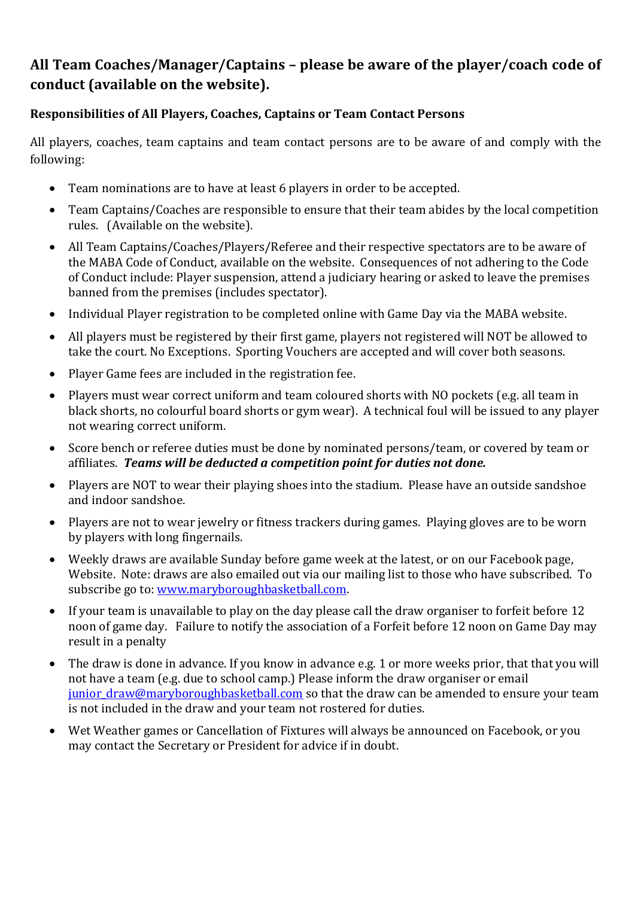## All Team Coaches/Manager/Captains – please be aware of the player/coach code of conduct (available on the website).

### Responsibilities of All Players, Coaches, Captains or Team Contact Persons

All players, coaches, team captains and team contact persons are to be aware of and comply with the following:

- Team nominations are to have at least 6 players in order to be accepted.
- Team Captains/Coaches are responsible to ensure that their team abides by the local competition rules. (Available on the website).
- All Team Captains/Coaches/Players/Referee and their respective spectators are to be aware of the MABA Code of Conduct, available on the website. Consequences of not adhering to the Code of Conduct include: Player suspension, attend a judiciary hearing or asked to leave the premises banned from the premises (includes spectator).
- Individual Player registration to be completed online with Game Day via the MABA website.
- All players must be registered by their first game, players not registered will NOT be allowed to take the court. No Exceptions. Sporting Vouchers are accepted and will cover both seasons.
- Player Game fees are included in the registration fee.
- Players must wear correct uniform and team coloured shorts with NO pockets (e.g. all team in black shorts, no colourful board shorts or gym wear). A technical foul will be issued to any player not wearing correct uniform.
- Score bench or referee duties must be done by nominated persons/team, or covered by team or affiliates. ***Teams will be deducted a competition point for duties not done.***
- Players are NOT to wear their playing shoes into the stadium. Please have an outside sandshoe and indoor sandshoe.
- Players are not to wear jewelry or fitness trackers during games. Playing gloves are to be worn by players with long fingernails.
- Weekly draws are available Sunday before game week at the latest, or on our Facebook page, Website. Note: draws are also emailed out via our mailing list to those who have subscribed. To subscribe go to: [www.maryboroughbasketball.com](http://www.maryboroughbasketball.com).
- If your team is unavailable to play on the day please call the draw organiser to forfeit before 12 noon of game day. Failure to notify the association of a Forfeit before 12 noon on Game Day may result in a penalty
- The draw is done in advance. If you know in advance e.g. 1 or more weeks prior, that that you will not have a team (e.g. due to school camp.) Please inform the draw organiser or email [junior_draw@maryboroughbasketball.com](mailto:junior_draw@maryboroughbasketball.com) so that the draw can be amended to ensure your team is not included in the draw and your team not rostered for duties.
- Wet Weather games or Cancellation of Fixtures will always be announced on Facebook, or you may contact the Secretary or President for advice if in doubt.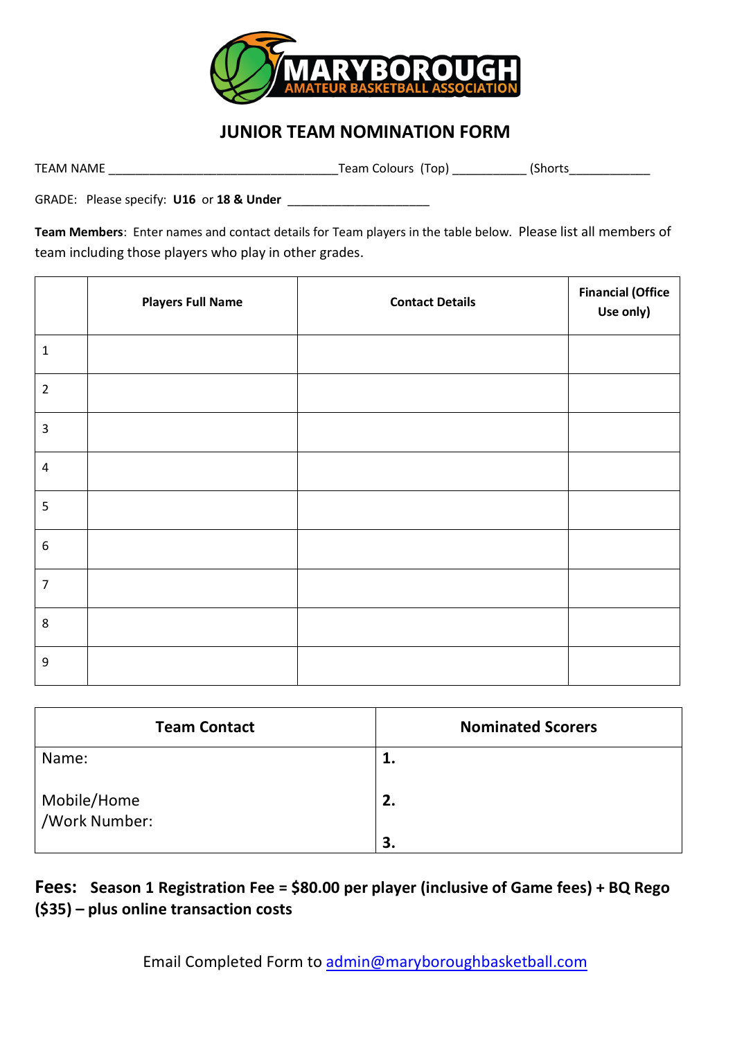# MARYBOROUGH AMATEUR BASKETBALL ASSOCIATION

## JUNIOR TEAM NOMINATION FORM

TEAM NAME _________________________________Team Colours (Top) ___________ (Shorts____________

GRADE: Please specify: **U16** or **18 & Under** _____________________

**Team Members**: Enter names and contact details for Team players in the table below. Please list all members of team including those players who play in other grades.

| | Players Full Name | Contact Details | Financial (Office Use only) |
|---|---|---|---|
| 1 | | | |
| 2 | | | |
| 3 | | | |
| 4 | | | |
| 5 | | | |
| 6 | | | |
| 7 | | | |
| 8 | | | |
| 9 | | | |

| Team Contact | Nominated Scorers |
|---|---|
| Name:<br><br>Mobile/Home /Work Number: | **1.**<br><br>**2.**<br><br>**3.** |

**Fees: Season 1 Registration Fee = $80.00 per player (inclusive of Game fees) + BQ Rego ($35) – plus online transaction costs**

Email Completed Form to admin@maryboroughbasketball.com